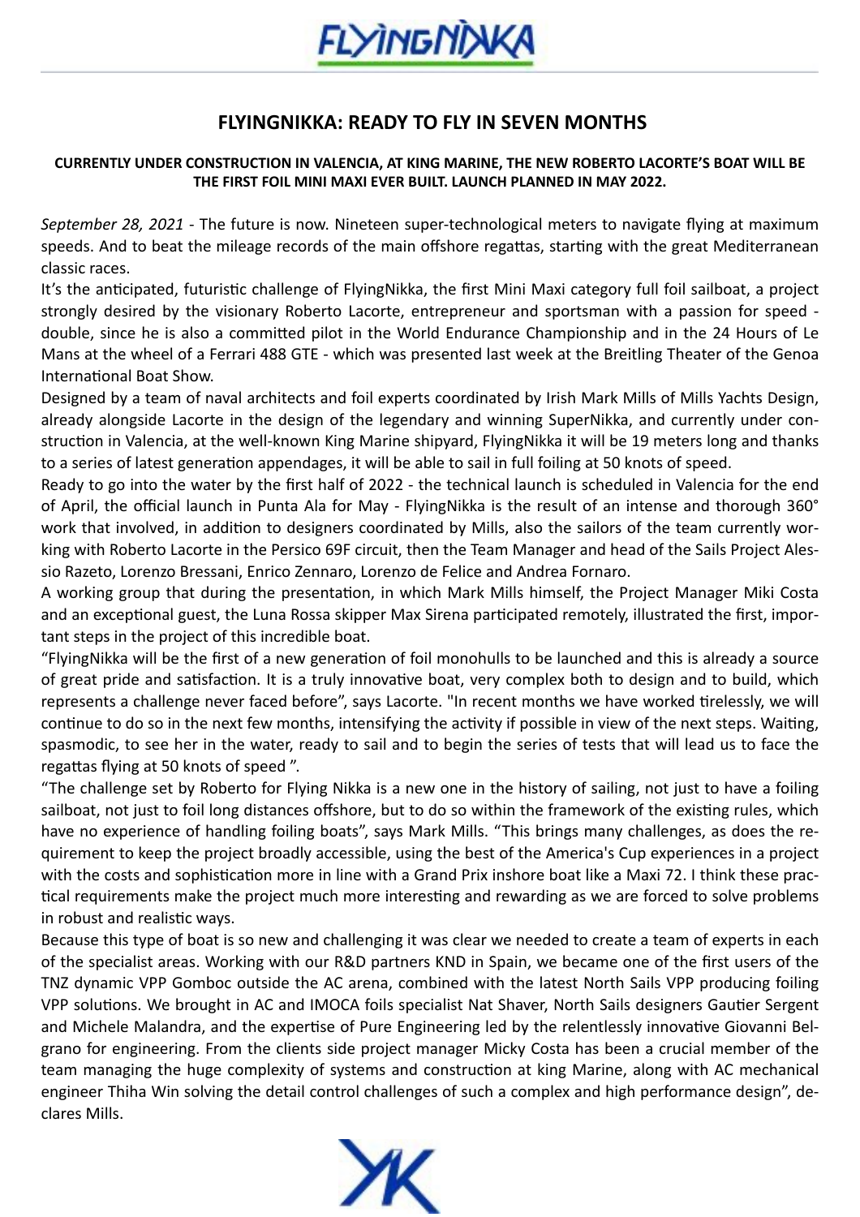# FLYINGNIKKA: READY TO FLY IN SEVEN MONTHS

**CURRENTLY UNDER CONSTRUCTION IN VALENCIA, AT KING MARINE, THE NEW ROBERTO LACORTE'S BOAT WILL BE THE FIRST FOIL MINI MAXI EVER BUILT. LAUNCH PLANNED IN MAY 2022.**

*September 28, 2021* - The future is now. Nineteen super-technological meters to navigate flying at maximum speeds. And to beat the mileage records of the main offshore regattas, starting with the great Mediterranean classic races.

It's the anticipated, futuristic challenge of FlyingNikka, the first Mini Maxi category full foil sailboat, a project strongly desired by the visionary Roberto Lacorte, entrepreneur and sportsman with a passion for speed - double, since he is also a committed pilot in the World Endurance Championship and in the 24 Hours of Le Mans at the wheel of a Ferrari 488 GTE - which was presented last week at the Breitling Theater of the Genoa International Boat Show.

Designed by a team of naval architects and foil experts coordinated by Irish Mark Mills of Mills Yachts Design, already alongside Lacorte in the design of the legendary and winning SuperNikka, and currently under construction in Valencia, at the well-known King Marine shipyard, FlyingNikka it will be 19 meters long and thanks to a series of latest generation appendages, it will be able to sail in full foiling at 50 knots of speed.

Ready to go into the water by the first half of 2022 - the technical launch is scheduled in Valencia for the end of April, the official launch in Punta Ala for May - FlyingNikka is the result of an intense and thorough 360° work that involved, in addition to designers coordinated by Mills, also the sailors of the team currently working with Roberto Lacorte in the Persico 69F circuit, then the Team Manager and head of the Sails Project Alessio Razeto, Lorenzo Bressani, Enrico Zennaro, Lorenzo de Felice and Andrea Fornaro.

A working group that during the presentation, in which Mark Mills himself, the Project Manager Miki Costa and an exceptional guest, the Luna Rossa skipper Max Sirena participated remotely, illustrated the first, important steps in the project of this incredible boat.

"FlyingNikka will be the first of a new generation of foil monohulls to be launched and this is already a source of great pride and satisfaction. It is a truly innovative boat, very complex both to design and to build, which represents a challenge never faced before", says Lacorte. "In recent months we have worked tirelessly, we will continue to do so in the next few months, intensifying the activity if possible in view of the next steps. Waiting, spasmodic, to see her in the water, ready to sail and to begin the series of tests that will lead us to face the regattas flying at 50 knots of speed ".

"The challenge set by Roberto for Flying Nikka is a new one in the history of sailing, not just to have a foiling sailboat, not just to foil long distances offshore, but to do so within the framework of the existing rules, which have no experience of handling foiling boats", says Mark Mills. "This brings many challenges, as does the requirement to keep the project broadly accessible, using the best of the America's Cup experiences in a project with the costs and sophistication more in line with a Grand Prix inshore boat like a Maxi 72. I think these practical requirements make the project much more interesting and rewarding as we are forced to solve problems in robust and realistic ways.

Because this type of boat is so new and challenging it was clear we needed to create a team of experts in each of the specialist areas. Working with our R&D partners KND in Spain, we became one of the first users of the TNZ dynamic VPP Gomboc outside the AC arena, combined with the latest North Sails VPP producing foiling VPP solutions. We brought in AC and IMOCA foils specialist Nat Shaver, North Sails designers Gautier Sergent and Michele Malandra, and the expertise of Pure Engineering led by the relentlessly innovative Giovanni Belgrano for engineering. From the clients side project manager Micky Costa has been a crucial member of the team managing the huge complexity of systems and construction at king Marine, along with AC mechanical engineer Thiha Win solving the detail control challenges of such a complex and high performance design", declares Mills.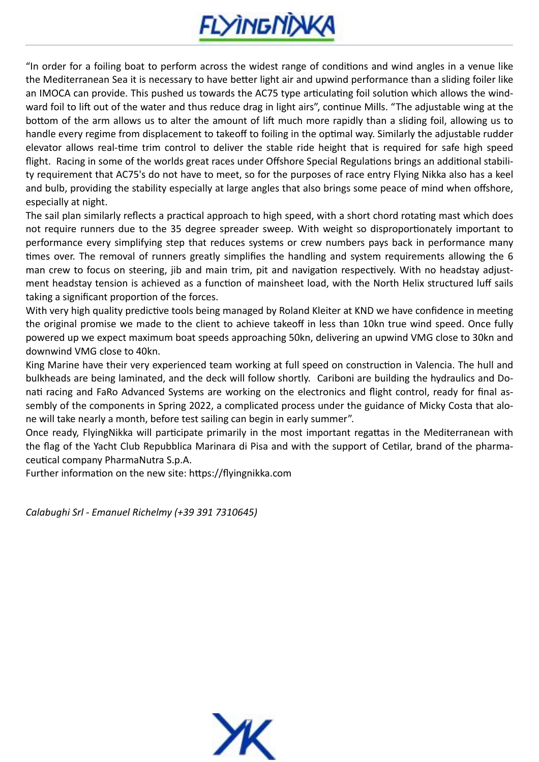"In order for a foiling boat to perform across the widest range of conditions and wind angles in a venue like the Mediterranean Sea it is necessary to have better light air and upwind performance than a sliding foiler like an IMOCA can provide. This pushed us towards the AC75 type articulating foil solution which allows the windward foil to lift out of the water and thus reduce drag in light airs", continue Mills. "The adjustable wing at the bottom of the arm allows us to alter the amount of lift much more rapidly than a sliding foil, allowing us to handle every regime from displacement to takeoff to foiling in the optimal way. Similarly the adjustable rudder elevator allows real-time trim control to deliver the stable ride height that is required for safe high speed flight. Racing in some of the worlds great races under Offshore Special Regulations brings an additional stability requirement that AC75's do not have to meet, so for the purposes of race entry Flying Nikka also has a keel and bulb, providing the stability especially at large angles that also brings some peace of mind when offshore, especially at night.

The sail plan similarly reflects a practical approach to high speed, with a short chord rotating mast which does not require runners due to the 35 degree spreader sweep. With weight so disproportionately important to performance every simplifying step that reduces systems or crew numbers pays back in performance many times over. The removal of runners greatly simplifies the handling and system requirements allowing the 6 man crew to focus on steering, jib and main trim, pit and navigation respectively. With no headstay adjustment headstay tension is achieved as a function of mainsheet load, with the North Helix structured luff sails taking a significant proportion of the forces.

With very high quality predictive tools being managed by Roland Kleiter at KND we have confidence in meeting the original promise we made to the client to achieve takeoff in less than 10kn true wind speed. Once fully powered up we expect maximum boat speeds approaching 50kn, delivering an upwind VMG close to 30kn and downwind VMG close to 40kn.

King Marine have their very experienced team working at full speed on construction in Valencia. The hull and bulkheads are being laminated, and the deck will follow shortly. Cariboni are building the hydraulics and Donati racing and FaRo Advanced Systems are working on the electronics and flight control, ready for final assembly of the components in Spring 2022, a complicated process under the guidance of Micky Costa that alone will take nearly a month, before test sailing can begin in early summer".

Once ready, FlyingNikka will participate primarily in the most important regattas in the Mediterranean with the flag of the Yacht Club Repubblica Marinara di Pisa and with the support of Cetilar, brand of the pharmaceutical company PharmaNutra S.p.A.

Further information on the new site: https://flyingnikka.com

*Calabughi Srl - Emanuel Richelmy (+39 391 7310645)*